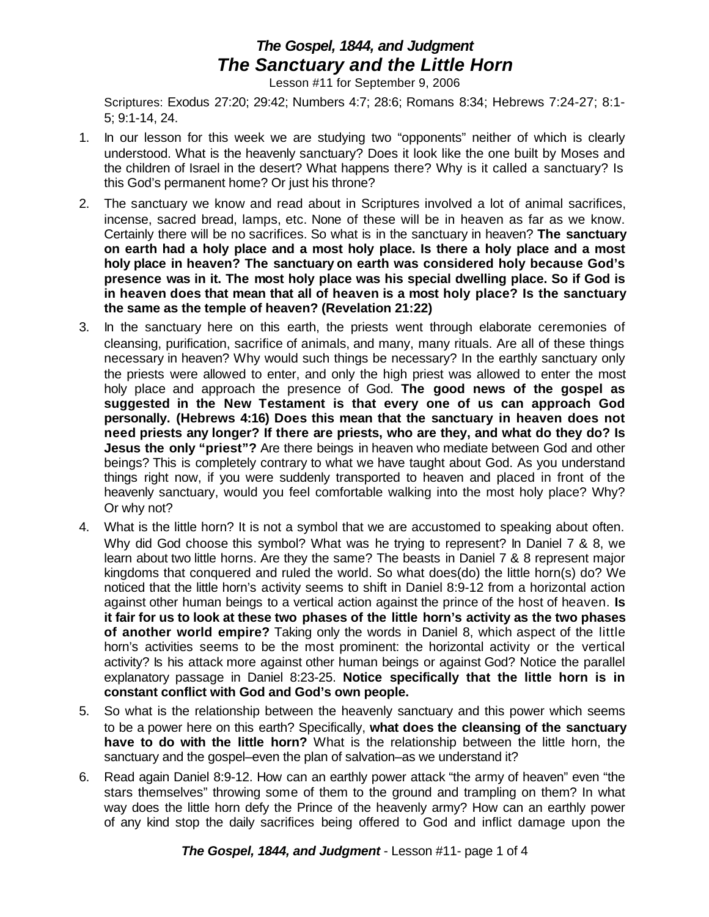# *The Gospel, 1844, and Judgment*
## *The Sanctuary and the Little Horn*

Lesson #11 for September 9, 2006

Scriptures: Exodus 27:20; 29:42; Numbers 4:7; 28:6; Romans 8:34; Hebrews 7:24-27; 8:1-5; 9:1-14, 24.

1. In our lesson for this week we are studying two "opponents" neither of which is clearly understood. What is the heavenly sanctuary? Does it look like the one built by Moses and the children of Israel in the desert? What happens there? Why is it called a sanctuary? Is this God's permanent home? Or just his throne?

2. The sanctuary we know and read about in Scriptures involved a lot of animal sacrifices, incense, sacred bread, lamps, etc. None of these will be in heaven as far as we know. Certainly there will be no sacrifices. So what is in the sanctuary in heaven? **The sanctuary on earth had a holy place and a most holy place. Is there a holy place and a most holy place in heaven? The sanctuary on earth was considered holy because God's presence was in it. The most holy place was his special dwelling place. So if God is in heaven does that mean that all of heaven is a most holy place? Is the sanctuary the same as the temple of heaven? (Revelation 21:22)**

3. In the sanctuary here on this earth, the priests went through elaborate ceremonies of cleansing, purification, sacrifice of animals, and many, many rituals. Are all of these things necessary in heaven? Why would such things be necessary? In the earthly sanctuary only the priests were allowed to enter, and only the high priest was allowed to enter the most holy place and approach the presence of God. **The good news of the gospel as suggested in the New Testament is that every one of us can approach God personally. (Hebrews 4:16) Does this mean that the sanctuary in heaven does not need priests any longer? If there are priests, who are they, and what do they do? Is Jesus the only "priest"?** Are there beings in heaven who mediate between God and other beings? This is completely contrary to what we have taught about God. As you understand things right now, if you were suddenly transported to heaven and placed in front of the heavenly sanctuary, would you feel comfortable walking into the most holy place? Why? Or why not?

4. What is the little horn? It is not a symbol that we are accustomed to speaking about often. Why did God choose this symbol? What was he trying to represent? In Daniel 7 & 8, we learn about two little horns. Are they the same? The beasts in Daniel 7 & 8 represent major kingdoms that conquered and ruled the world. So what does(do) the little horn(s) do? We noticed that the little horn's activity seems to shift in Daniel 8:9-12 from a horizontal action against other human beings to a vertical action against the prince of the host of heaven. **Is it fair for us to look at these two phases of the little horn's activity as the two phases of another world empire?** Taking only the words in Daniel 8, which aspect of the little horn's activities seems to be the most prominent: the horizontal activity or the vertical activity? Is his attack more against other human beings or against God? Notice the parallel explanatory passage in Daniel 8:23-25. **Notice specifically that the little horn is in constant conflict with God and God's own people.**

5. So what is the relationship between the heavenly sanctuary and this power which seems to be a power here on this earth? Specifically, **what does the cleansing of the sanctuary have to do with the little horn?** What is the relationship between the little horn, the sanctuary and the gospel–even the plan of salvation–as we understand it?

6. Read again Daniel 8:9-12. How can an earthly power attack "the army of heaven" even "the stars themselves" throwing some of them to the ground and trampling on them? In what way does the little horn defy the Prince of the heavenly army? How can an earthly power of any kind stop the daily sacrifices being offered to God and inflict damage upon the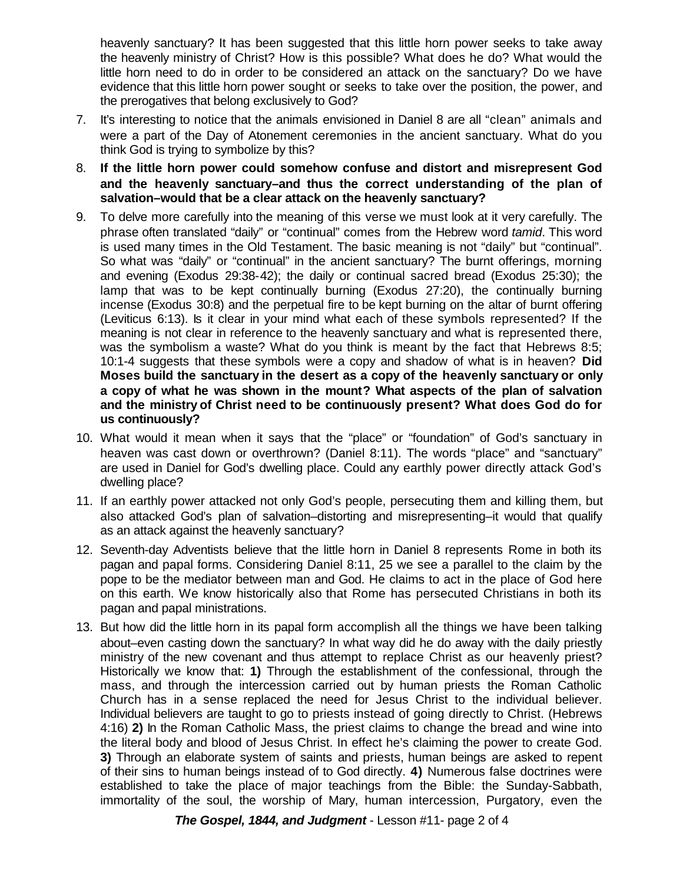heavenly sanctuary? It has been suggested that this little horn power seeks to take away the heavenly ministry of Christ? How is this possible? What does he do? What would the little horn need to do in order to be considered an attack on the sanctuary? Do we have evidence that this little horn power sought or seeks to take over the position, the power, and the prerogatives that belong exclusively to God?

7. It's interesting to notice that the animals envisioned in Daniel 8 are all "clean" animals and were a part of the Day of Atonement ceremonies in the ancient sanctuary. What do you think God is trying to symbolize by this?
8. **If the little horn power could somehow confuse and distort and misrepresent God and the heavenly sanctuary–and thus the correct understanding of the plan of salvation–would that be a clear attack on the heavenly sanctuary?**
9. To delve more carefully into the meaning of this verse we must look at it very carefully. The phrase often translated "daily" or "continual" comes from the Hebrew word *tamid*. This word is used many times in the Old Testament. The basic meaning is not "daily" but "continual". So what was "daily" or "continual" in the ancient sanctuary? The burnt offerings, morning and evening (Exodus 29:38-42); the daily or continual sacred bread (Exodus 25:30); the lamp that was to be kept continually burning (Exodus 27:20), the continually burning incense (Exodus 30:8) and the perpetual fire to be kept burning on the altar of burnt offering (Leviticus 6:13). Is it clear in your mind what each of these symbols represented? If the meaning is not clear in reference to the heavenly sanctuary and what is represented there, was the symbolism a waste? What do you think is meant by the fact that Hebrews 8:5; 10:1-4 suggests that these symbols were a copy and shadow of what is in heaven? **Did Moses build the sanctuary in the desert as a copy of the heavenly sanctuary or only a copy of what he was shown in the mount? What aspects of the plan of salvation and the ministry of Christ need to be continuously present? What does God do for us continuously?**
10. What would it mean when it says that the "place" or "foundation" of God's sanctuary in heaven was cast down or overthrown? (Daniel 8:11). The words "place" and "sanctuary" are used in Daniel for God's dwelling place. Could any earthly power directly attack God's dwelling place?
11. If an earthly power attacked not only God's people, persecuting them and killing them, but also attacked God's plan of salvation–distorting and misrepresenting–it would that qualify as an attack against the heavenly sanctuary?
12. Seventh-day Adventists believe that the little horn in Daniel 8 represents Rome in both its pagan and papal forms. Considering Daniel 8:11, 25 we see a parallel to the claim by the pope to be the mediator between man and God. He claims to act in the place of God here on this earth. We know historically also that Rome has persecuted Christians in both its pagan and papal ministrations.
13. But how did the little horn in its papal form accomplish all the things we have been talking about–even casting down the sanctuary? In what way did he do away with the daily priestly ministry of the new covenant and thus attempt to replace Christ as our heavenly priest? Historically we know that: **1)** Through the establishment of the confessional, through the mass, and through the intercession carried out by human priests the Roman Catholic Church has in a sense replaced the need for Jesus Christ to the individual believer. Individual believers are taught to go to priests instead of going directly to Christ. (Hebrews 4:16) **2)** In the Roman Catholic Mass, the priest claims to change the bread and wine into the literal body and blood of Jesus Christ. In effect he's claiming the power to create God. **3)** Through an elaborate system of saints and priests, human beings are asked to repent of their sins to human beings instead of to God directly. **4)** Numerous false doctrines were established to take the place of major teachings from the Bible: the Sunday-Sabbath, immortality of the soul, the worship of Mary, human intercession, Purgatory, even the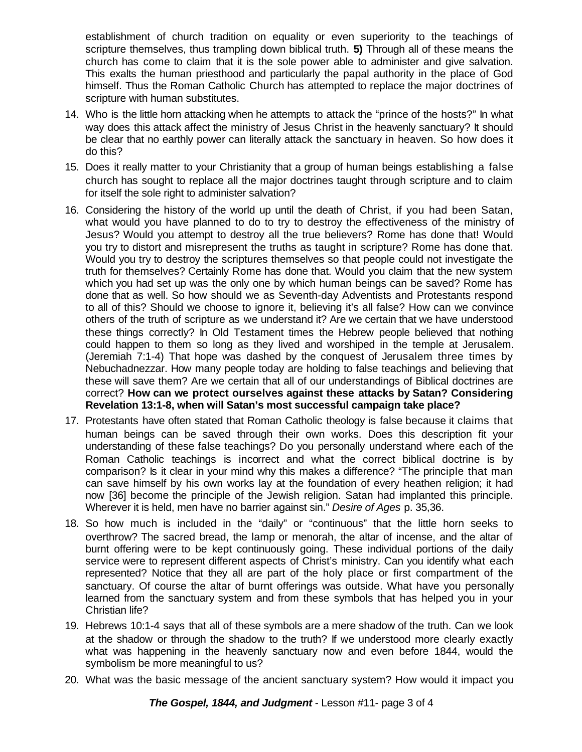establishment of church tradition on equality or even superiority to the teachings of scripture themselves, thus trampling down biblical truth. **5)** Through all of these means the church has come to claim that it is the sole power able to administer and give salvation. This exalts the human priesthood and particularly the papal authority in the place of God himself. Thus the Roman Catholic Church has attempted to replace the major doctrines of scripture with human substitutes.

14. Who is the little horn attacking when he attempts to attack the "prince of the hosts?" In what way does this attack affect the ministry of Jesus Christ in the heavenly sanctuary? It should be clear that no earthly power can literally attack the sanctuary in heaven. So how does it do this?
15. Does it really matter to your Christianity that a group of human beings establishing a false church has sought to replace all the major doctrines taught through scripture and to claim for itself the sole right to administer salvation?
16. Considering the history of the world up until the death of Christ, if you had been Satan, what would you have planned to do to try to destroy the effectiveness of the ministry of Jesus? Would you attempt to destroy all the true believers? Rome has done that! Would you try to distort and misrepresent the truths as taught in scripture? Rome has done that. Would you try to destroy the scriptures themselves so that people could not investigate the truth for themselves? Certainly Rome has done that. Would you claim that the new system which you had set up was the only one by which human beings can be saved? Rome has done that as well. So how should we as Seventh-day Adventists and Protestants respond to all of this? Should we choose to ignore it, believing it's all false? How can we convince others of the truth of scripture as we understand it? Are we certain that we have understood these things correctly? In Old Testament times the Hebrew people believed that nothing could happen to them so long as they lived and worshiped in the temple at Jerusalem. (Jeremiah 7:1-4) That hope was dashed by the conquest of Jerusalem three times by Nebuchadnezzar. How many people today are holding to false teachings and believing that these will save them? Are we certain that all of our understandings of Biblical doctrines are correct? **How can we protect ourselves against these attacks by Satan? Considering Revelation 13:1-8, when will Satan's most successful campaign take place?**
17. Protestants have often stated that Roman Catholic theology is false because it claims that human beings can be saved through their own works. Does this description fit your understanding of these false teachings? Do you personally understand where each of the Roman Catholic teachings is incorrect and what the correct biblical doctrine is by comparison? Is it clear in your mind why this makes a difference? "The principle that man can save himself by his own works lay at the foundation of every heathen religion; it had now [36] become the principle of the Jewish religion. Satan had implanted this principle. Wherever it is held, men have no barrier against sin." *Desire of Ages* p. 35,36.
18. So how much is included in the "daily" or "continuous" that the little horn seeks to overthrow? The sacred bread, the lamp or menorah, the altar of incense, and the altar of burnt offering were to be kept continuously going. These individual portions of the daily service were to represent different aspects of Christ's ministry. Can you identify what each represented? Notice that they all are part of the holy place or first compartment of the sanctuary. Of course the altar of burnt offerings was outside. What have you personally learned from the sanctuary system and from these symbols that has helped you in your Christian life?
19. Hebrews 10:1-4 says that all of these symbols are a mere shadow of the truth. Can we look at the shadow or through the shadow to the truth? If we understood more clearly exactly what was happening in the heavenly sanctuary now and even before 1844, would the symbolism be more meaningful to us?
20. What was the basic message of the ancient sanctuary system? How would it impact you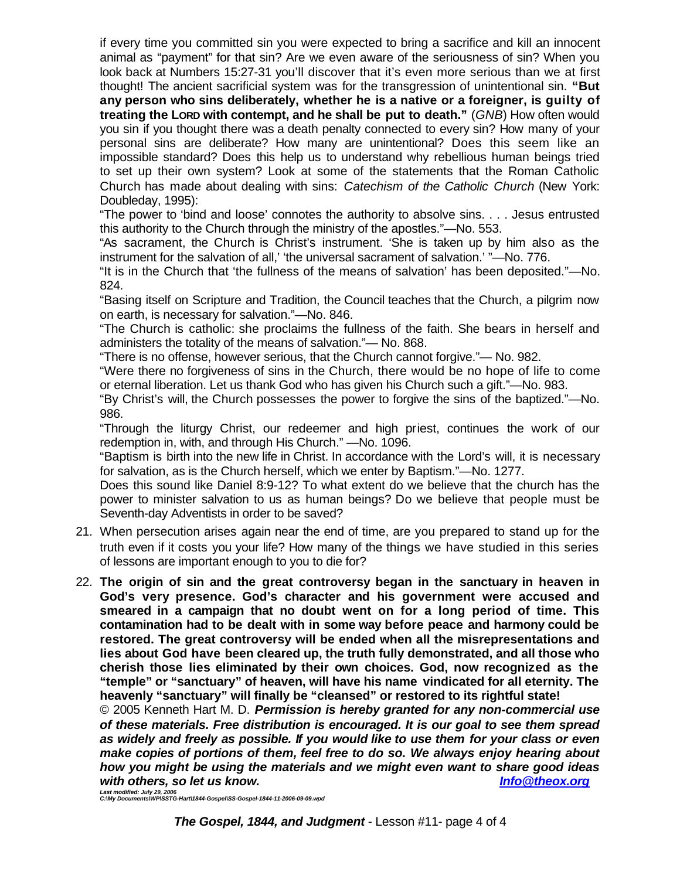if every time you committed sin you were expected to bring a sacrifice and kill an innocent animal as "payment" for that sin? Are we even aware of the seriousness of sin? When you look back at Numbers 15:27-31 you'll discover that it's even more serious than we at first thought! The ancient sacrificial system was for the transgression of unintentional sin. **"But any person who sins deliberately, whether he is a native or a foreigner, is guilty of treating the LORD with contempt, and he shall be put to death."** (*GNB*) How often would you sin if you thought there was a death penalty connected to every sin? How many of your personal sins are deliberate? How many are unintentional? Does this seem like an impossible standard? Does this help us to understand why rebellious human beings tried to set up their own system? Look at some of the statements that the Roman Catholic Church has made about dealing with sins: *Catechism of the Catholic Church* (New York: Doubleday, 1995):

"The power to 'bind and loose' connotes the authority to absolve sins. . . . Jesus entrusted this authority to the Church through the ministry of the apostles."—No. 553.

"As sacrament, the Church is Christ's instrument. 'She is taken up by him also as the instrument for the salvation of all,' 'the universal sacrament of salvation.' "—No. 776.

"It is in the Church that 'the fullness of the means of salvation' has been deposited."—No. 824.

"Basing itself on Scripture and Tradition, the Council teaches that the Church, a pilgrim now on earth, is necessary for salvation."—No. 846.

"The Church is catholic: she proclaims the fullness of the faith. She bears in herself and administers the totality of the means of salvation."— No. 868.

"There is no offense, however serious, that the Church cannot forgive."— No. 982.

"Were there no forgiveness of sins in the Church, there would be no hope of life to come or eternal liberation. Let us thank God who has given his Church such a gift."—No. 983.

"By Christ's will, the Church possesses the power to forgive the sins of the baptized."—No. 986.

"Through the liturgy Christ, our redeemer and high priest, continues the work of our redemption in, with, and through His Church." —No. 1096.

"Baptism is birth into the new life in Christ. In accordance with the Lord's will, it is necessary for salvation, as is the Church herself, which we enter by Baptism."—No. 1277.

Does this sound like Daniel 8:9-12? To what extent do we believe that the church has the power to minister salvation to us as human beings? Do we believe that people must be Seventh-day Adventists in order to be saved?

21. When persecution arises again near the end of time, are you prepared to stand up for the truth even if it costs you your life? How many of the things we have studied in this series of lessons are important enough to you to die for?

22. **The origin of sin and the great controversy began in the sanctuary in heaven in God's very presence. God's character and his government were accused and smeared in a campaign that no doubt went on for a long period of time. This contamination had to be dealt with in some way before peace and harmony could be restored. The great controversy will be ended when all the misrepresentations and lies about God have been cleared up, the truth fully demonstrated, and all those who cherish those lies eliminated by their own choices. God, now recognized as the "temple" or "sanctuary" of heaven, will have his name vindicated for all eternity. The heavenly "sanctuary" will finally be "cleansed" or restored to its rightful state!**

© 2005 Kenneth Hart M. D. ***Permission is hereby granted for any non-commercial use of these materials. Free distribution is encouraged. It is our goal to see them spread as widely and freely as possible. If you would like to use them for your class or even make copies of portions of them, feel free to do so. We always enjoy hearing about how you might be using the materials and we might even want to share good ideas with others, so let us know.*** ***Info@theox.org***

***Last modified: July 29, 2006***
***C:\My Documents\WP\SSTG-Hart\1844-Gospel\SS-Gospel-1844-11-2006-09-09.wpd***